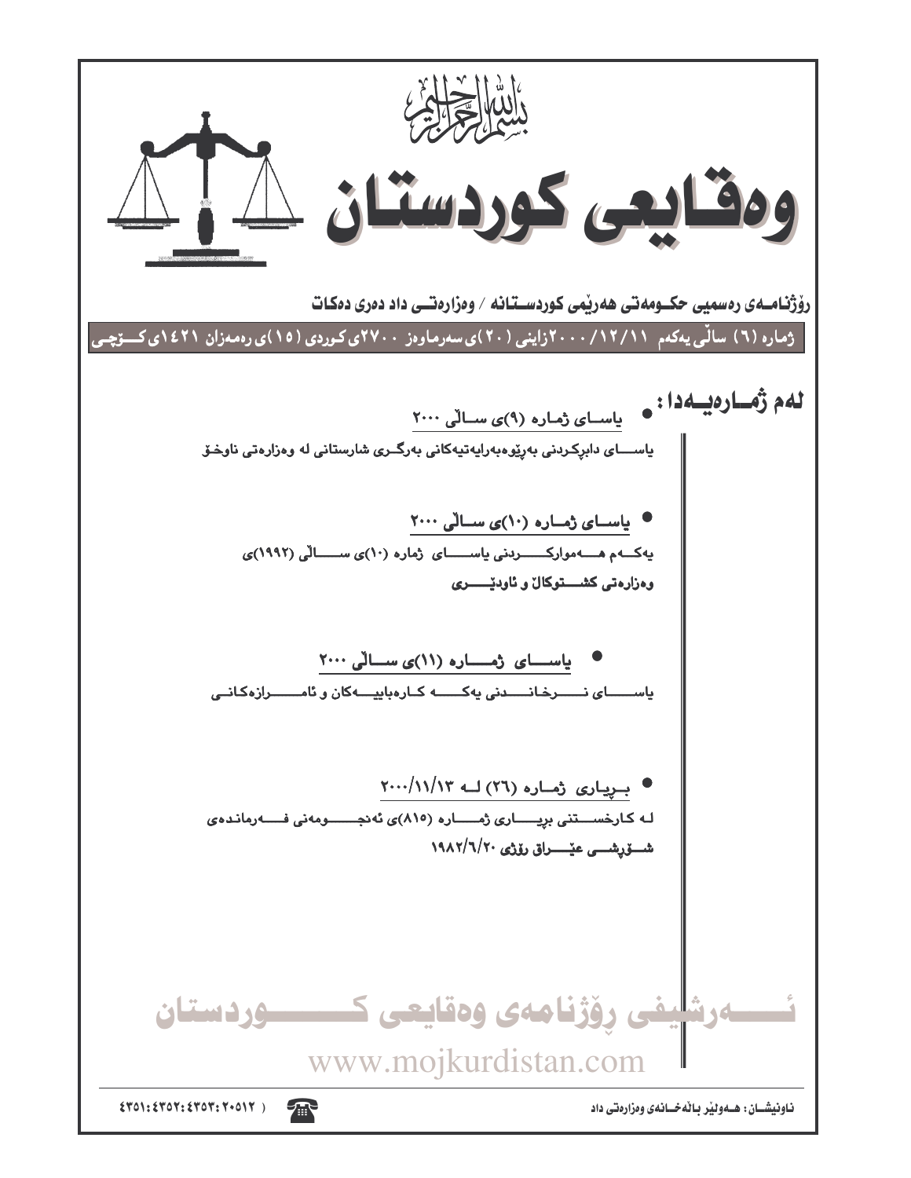بسم الله الرحمن الرحيم

# وەقایعی کوردستان

**ڕۆژنامەی ڕەسمیی حکومەتی هەرێمی کوردستانە / وەزارەتی داد دەری دەکات**

**ژمارە (٦) ساڵی یەکەم ٢٠٠٠/١٢/١١زاینی (٢٠)ی سەرماوەز ٢٧٠٠ی کوردی (١٥)ی ڕەمەزان ١٤٢١ی کۆچی**

## لەم ژمارەیەدا:

- **یاسای ژمارە (٩)ی ساڵی ٢٠٠٠**

یاسای دابڕکردنی بەڕێوەبەرایەتیەکانی بەرگری شارستانی لە وەزارەتی ناوخۆ

- **یاسای ژمارە (١٠)ی ساڵی ٢٠٠٠**

یەکەم هەموارکردنی یاسای ژمارە (١٠)ی ساڵی (١٩٩٢)ی وەزارەتی کشتوکاڵ و ئاودێری

- **یاسای ژمارە (١١)ی ساڵی ٢٠٠٠**

یاسای نرخاندنی یەکە کارەباییەکان و ئامرازەکانی

- **بڕیاری ژمارە (٢٦) لە ٢٠٠٠/١١/١٣**

لە کارخستنی بڕیاری ژمارە (٨١٥)ی ئەنجومەنی فەرماندەی شۆڕشی عێراق ڕۆژی ١٩٨٢/٦/٢٠

ئەرشیفی ڕۆژنامەی وەقایعی کوردستان

www.mojkurdistan.com

ناونیشان: هەولێر باڵەخانەی وەزارەتی داد

☎ ( ٢٠٥١٢ : ٤٣٥٣ : ٤٣٥٢ : ٤٣٥١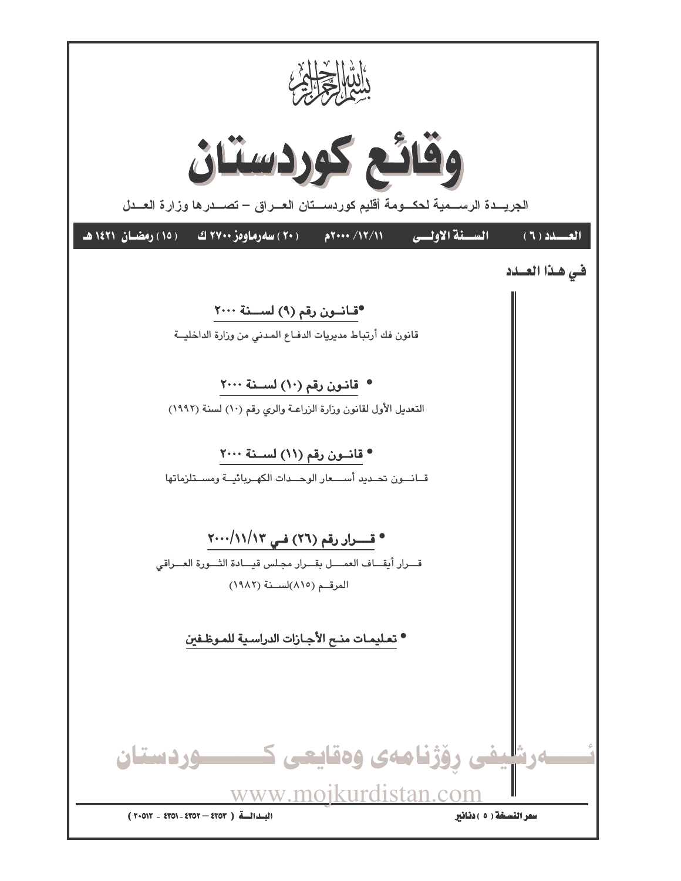بسم الله الرحمن الرحيم

# وقائع كوردستان

الجريدة الرسمية لحكومة أقليم كوردستان العراق – تصدرها وزارة العدل

العدد (٦) السنة الاولى ١١/١٢/ ٢٠٠٠م (٢٠) سەرماوەز ٢٧٠٠ ك (١٥) رمضان ١٤٢١ هـ

## في هذا العدد

**•قانون رقم (٩) لسنة ٢٠٠٠**

قانون فك أرتباط مديريات الدفاع المدني من وزارة الداخلية

**• قانون رقم (١٠) لسنة ٢٠٠٠**

التعديل الأول لقانون وزارة الزراعة والري رقم (١٠) لسنة (١٩٩٢)

**• قانون رقم (١١) لسنة ٢٠٠٠**

قانون تحديد أسعار الوحدات الكهربائية ومستلزماتها

**• قرار رقم (٢٦) في ٢٠٠٠/١١/١٣**

قرار أيقاف العمل بقرار مجلس قيادة الثورة العراقي المرقم (٨١٥)لسنة (١٩٨٢)

**• تعليمات منح الأجازات الدراسية للموظفين**

ئەرشیفی ڕۆژنامەی وەقایعی کوردستان

www.mojkurdistan.com

سعر النسخة (٥) دنانير

البدالة (٤٣٥٣ – ٤٣٥٢ - ٤٣٥١ - ٢٠٥١٢)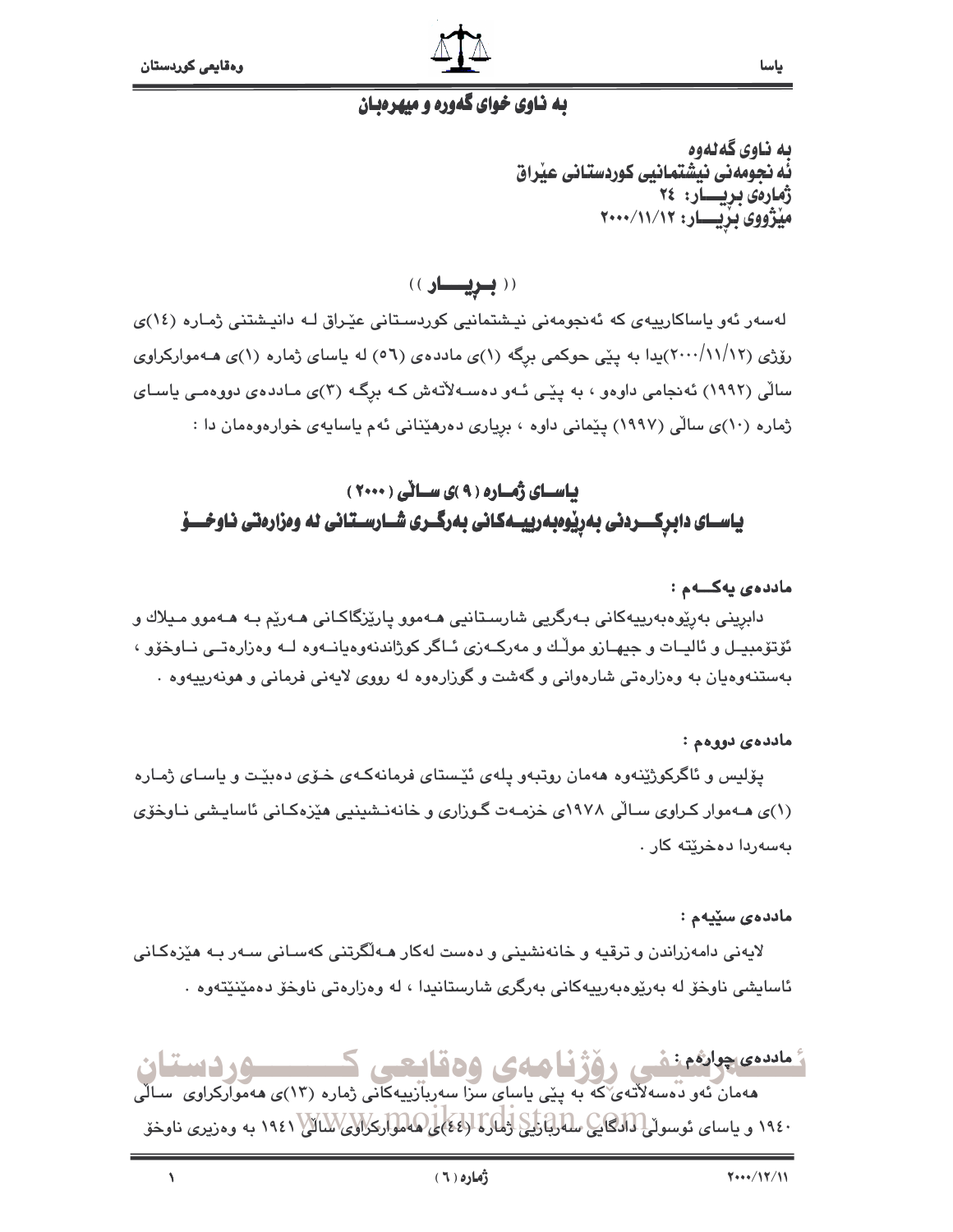## به ناوی خوای گەورە و میهرەبان

**بە ناوی گەلەوە**
**ئە نجومەنی نیشتمانیی کوردستانی عێراق**
**ژمارەی بڕیـــار: ٢٤**
**مێژووی بڕیـــار: ٢٠٠٠/١١/١٢**

### (( بــڕیـــار ))

لەسەر ئەو یاساکارییەی کە ئەنجومەنی نیشتمانیی کوردستانی عێراق لە دانیشتنی ژمارە (١٤)ی ڕۆژی (٢٠٠٠/١١/١٢)یدا بە پێی حوکمی بڕگە (١)ی ماددەی (٥٦) لە یاسای ژمارە (١)ی هەموارکراوی ساڵی (١٩٩٢) ئەنجامی داوەو ، بە پێی ئەو دەسەڵاتەش کە بڕگە (٣)ی ماددەی دووەمی یاسای ژمارە (١٠)ی ساڵی (١٩٩٧) پێمانی داوە ، بڕیاری دەرهێنانی ئەم یاسایەی خوارەوەمان دا :

## یاسای ژمارە (٩)ی ساڵی (٢٠٠٠)
## یاسای دابڕکردنی بەڕێوەبەرییەکانی بەرگری شارستانی لە وەزارەتی ناوخۆ

**ماددەی یەکەم :**

دابڕینی بەڕێوەبەرییەکانی بەرگریی شارستانیی هەموو پارێزگاکانی هەرێم بە هەموو میلاك و ئۆتۆمبیل و ئالیات و جیهازو موڵك و مەرکەزی ئاگر کوژاندنەوەیانەوە لە وەزارەتی ناوخۆ ، بەستنەوەیان بە وەزارەتی شارەوانی و گەشت و گوزارەوە لە ڕووی لایەنی فرمانی و هونەرییەوە .

**ماددەی دووەم :**

پۆلیس و ئاگرکوژێنەوە هەمان ڕوتبەو پلەی ئێستای فرمانەکەی خۆی دەبێت و یاسای ژمارە (١)ی هەموار کراوی ساڵی ١٩٧٨ی خزمەت گوزاری و خانەنشینیی هێزەکانی ئاسایشی ناوخۆی بەسەردا دەخرێتە کار .

**ماددەی سێیەم :**

لایەنی دامەزراندن و ترقیە و خانەنشینی و دەست لەکار هەڵگرتنی کەسانی سەر بە هێزەکانی ئاسایشی ناوخۆ لە بەڕێوەبەرییەکانی بەرگری شارستانیدا ، لە وەزارەتی ناوخۆ دەمێنێتەوە .

**ماددەی چوارەم :**

هەمان ئەو دەسەڵاتەی کە بە پێی یاسای سزا سەربازییەکانی ژمارە (١٣)ی هەموارکراوی ساڵی ١٩٤٠ و یاسای ئوسوڵی دادگایی سەربازیی ژمارە (٤٤)ی هەموارکراوی ساڵی ١٩٤١ بە وەزیری ناوخۆ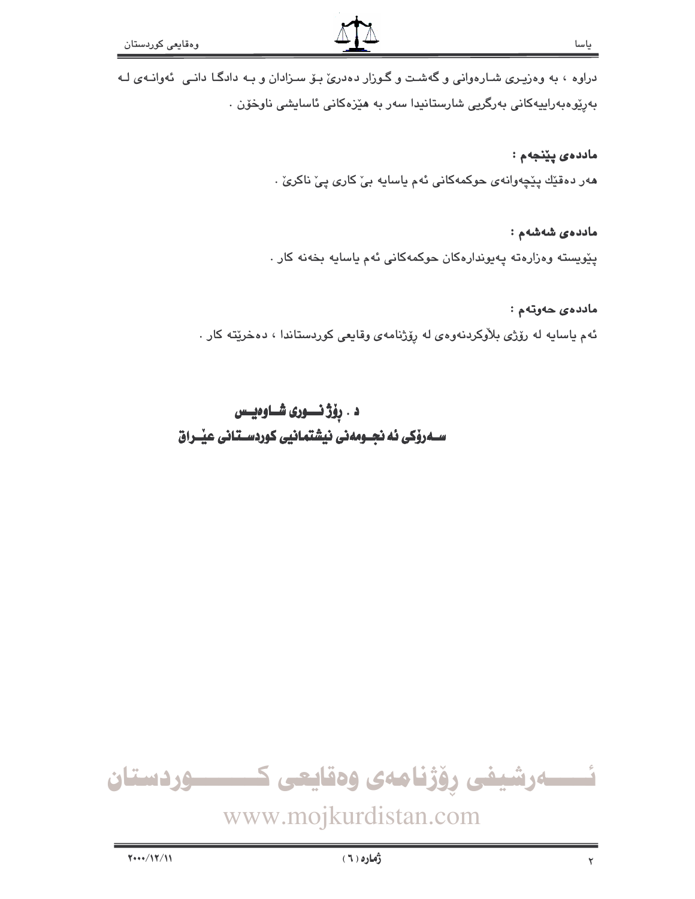دراوه ، به وهزیری شارهوانی و گهشت و گوزار دهدریٚ بوٚ سزادان و به دادگا دانی ئهوانهی له بهریوهبهراییهکانی بهرگریی شارستانیدا سهر به هیٚزهکانی ئاسایشی ناوخوٚن .

**ماددهی پیٚنجهم :**

ههر دهقیٚك پیٚچهوانهی حوکمهکانی ئهم یاسایه بیٚ کاری پیٚ ناکریٚ .

**ماددهی شهشهم :**

پیٚویسته وهزارهته پهیوندارهکان حوکمهکانی ئهم یاسایه بخهنه کار .

**ماددهی حهوتهم :**

ئهم یاسایه له روٚژی بلاوکردنهوهی له روٚژنامهی وقایعی کوردستاندا ، دهخریٚته کار .

**د . روٚژ نوری شاوهیس**
**سهروٚکی ئهنجومهنی نیشتمانیی کوردستانی عیٚراق**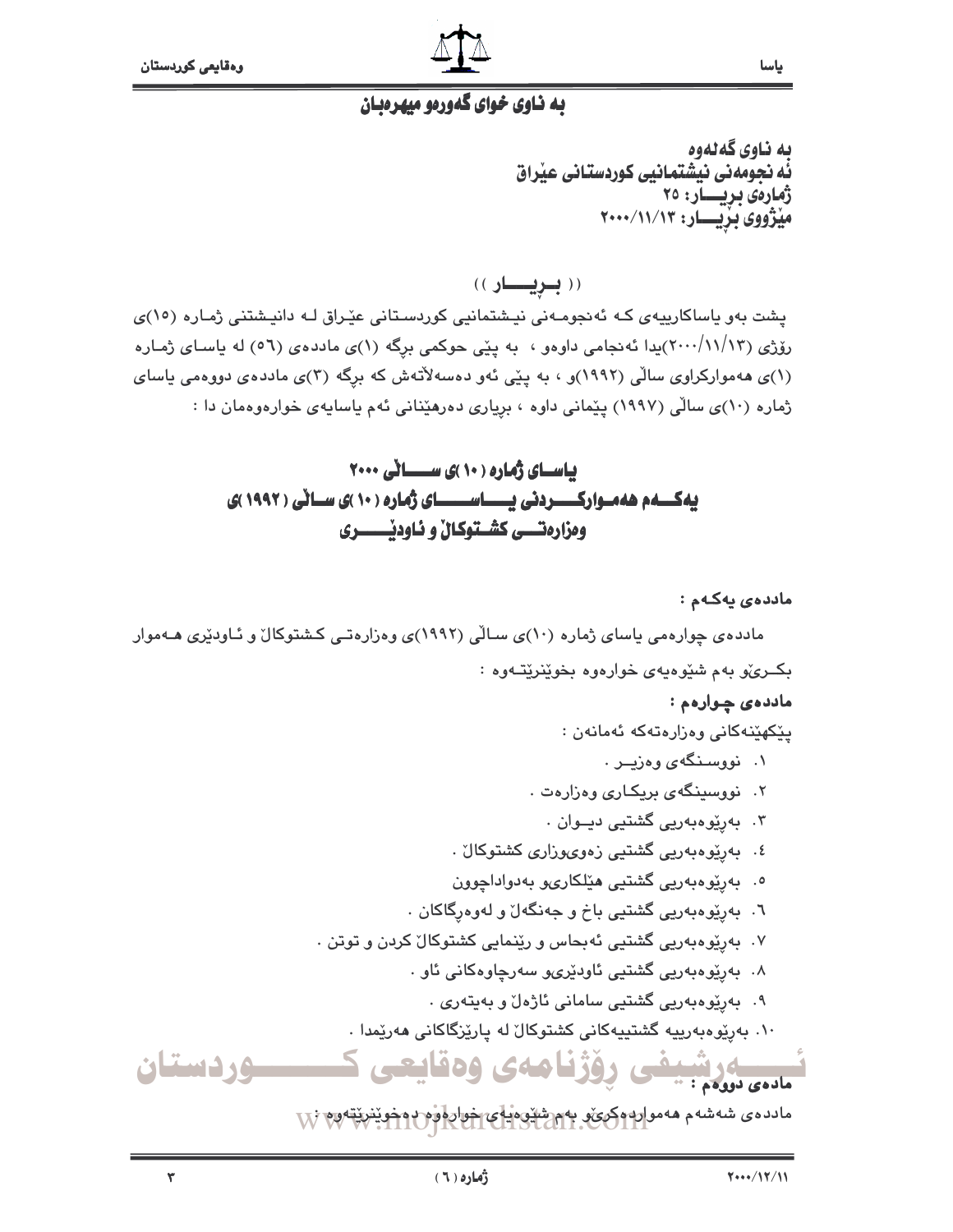## به ناوی خوای گەورەو میهرەبان

**به ناوی گەلەوه**
**ئه نجومه نی نیشتمانیی کوردستانی عێراق**
**ژمارەی بڕیـــار: ٢٥**
**مێژووی بڕیـــار: ٢٠٠٠/١١/١٣**

(( بـڕیـــار ))

پشت بەو یاساکارییەی کـە ئەنجومـەنی نیـشتمانیی کوردسـتانی عێـراق لـە دانیـشتنی ژمـارە (١٥)ی رۆژی (٢٠٠٠/١١/١٣)یدا ئەنجامی داوەو ، به پێی حوکمی برگه (١)ی ماددەی (٥٦) له یاسـای ژمـارە (١)ی هەموارکراوی ساڵی (١٩٩٢)و ، به پێی ئەو دەسەڵاتەش که برگه (٣)ی ماددەی دووەمی یاسای ژمارە (١٠)ی ساڵی (١٩٩٧) پێمانی داوە ، بڕیاری دەرهێنانی ئەم یاسایەی خوارەوەمان دا :

## یاسـای ژماره (١٠)ی ســـاڵی ٢٠٠٠
## یەکـــەم هەمـوارکـــردنی یـــاســـــای ژماره (١٠)ی سـاڵی (١٩٩٢)ی وەزارەتـــی کشـتوکاڵ و ئاودێــــری

**ماددەی یەکـەم :**

ماددەی چوارەمی یاسای ژمارە (١٠)ی سـاڵی (١٩٩٢)ی وەزارەتـی کـشتوکاڵ و ئـاودێری هـەموار بکـرێو بەم شێوەیەی خوارەوە بخوێنرێتـەوە :

**ماددەی چـوارەم :**

پێکهێنەکانی وەزارەتەکە ئەمانەن :

١. نووسـنگەی وەزیــر .
٢. نووسینگەی بریکـاری وەزارەت .
٣. بەڕێوەبەریی گشتیی دیــوان .
٤. بەڕێوەبەریی گشتیی زەویوزاری کشتوکاڵ .
٥. بەڕێوەبەریی گشتیی هێلکاریو بەدواداچوون
٦. بەڕێوەبەریی گشتیی باخ و جەنگەڵ و لەوەڕگاکان .
٧. بەڕێوەبەریی گشتیی ئەبحاس و ڕێنمایی کشتوکاڵ کردن و توتن .
٨. بەڕێوەبەریی گشتیی ئاودێریو سەرچاوەکانی ئاو .
٩. بەڕێوەبەریی گشتیی سامانی ئاژەڵ و بەیتەری .
١٠. بەڕێوەبەرییە گشتییەکانی کشتوکاڵ لە پارێزگاکانی هەرێمدا .

**مادەی دووەم :**

ماددەی شەشەم هەمواردەکرێو بەم شێوەیەی خوارەوە دەخوێنرێتەوە :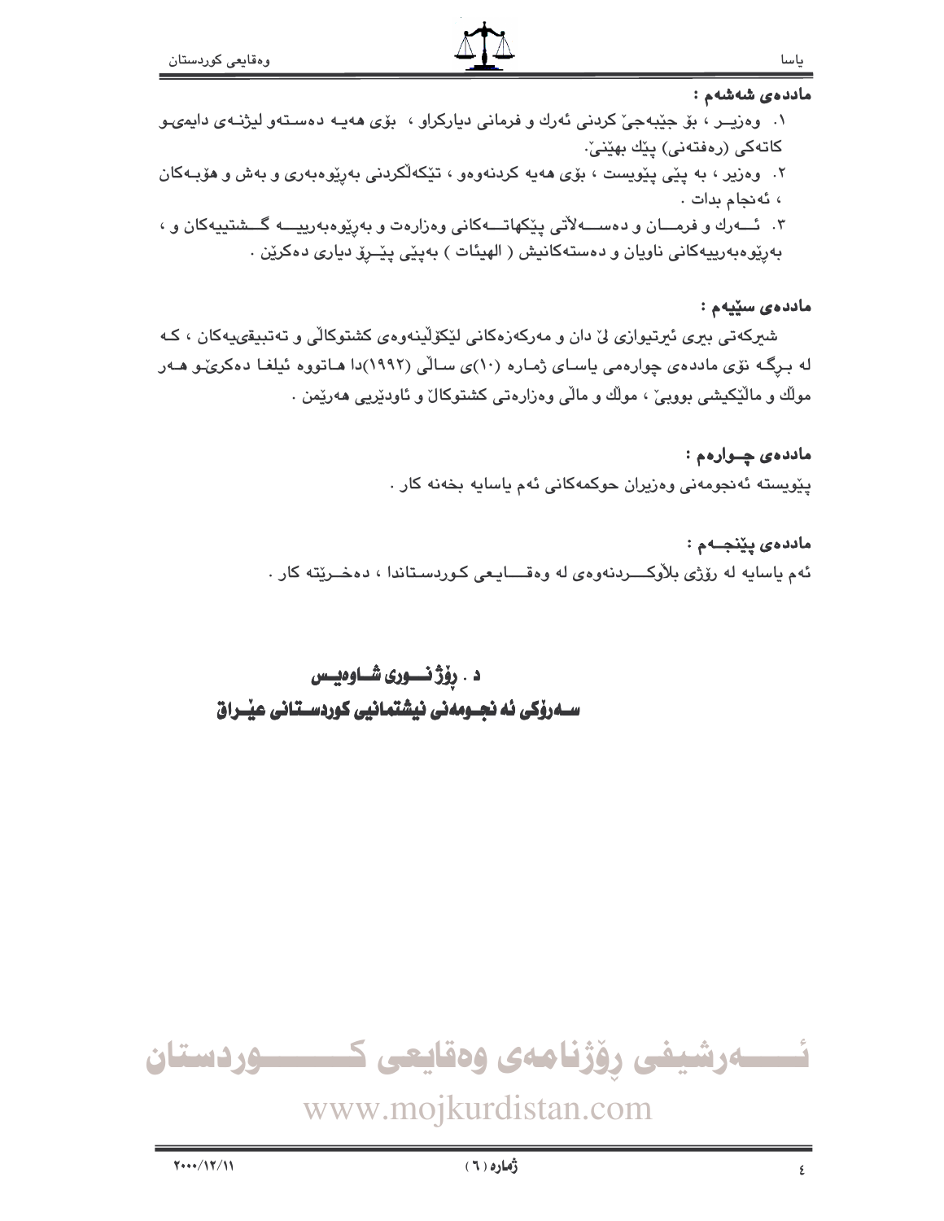**ماددەی شەشەم :**

١. وەزیــر ، بۆ جێبەجێ کردنی ئەرك و فرمانی دیارکراو ، بۆی هەیـە دەسـتەو لیژنـەی دایمیـو کاتەکی (رەفتەنی) پێك بهێنێ.

٢. وەزیر ، بە پێی پێویست ، بۆی هەیە کردنەوەو ، تێکەڵکردنی بەڕێوەبەری و بەش و هۆبـەکان ، ئەنجام بدات .

٣. ئـــەرك و فرمـــان و دەســـەڵاتی پێکهاتـــەکانی وەزارەت و بەڕێوەبەرییـــە گـــشتییەکان و ، بەڕێوەبەرییەکانی ناویان و دەستەکانیش ( الهیئات ) بەپێی پێــڕۆ دیاری دەکرێن .

**ماددەی سێیەم :**

شیرکەتی بیری ئیرتیوازی لێ دان و مەرکەزەکانی لێکۆڵینەوەی کشتوکاڵی و تەتبیقیەکان ، کـە لە بـڕگـە نۆی ماددەی چوارەمی یاسـای ژمـارە (١٠)ی سـاڵی (١٩٩٢)دا هـاتووە ئیلغـا دەکرێـو هـەر موڵك و ماڵێکیشی بووبێ ، موڵك و ماڵی وەزارەتی کشتوکاڵ و ئاودێریی هەرێمن .

**ماددەی چـوارەم :**

پێویستە ئەنجومەنی وەزیران حوکمەکانی ئەم یاسایە بخەنە کار .

**ماددەی پێنجــەم :**

ئەم یاسایە لە رۆژی بڵاوکـــردنەوەی لە وەقـــایـعی کـوردسـتاندا ، دەخـرێتە کار .

**د . رۆژ نـــوری شـــاوەیــس**

**ســەرۆکی ئە نجـومەنی نیشتمانیی کوردســتانی عێـراق**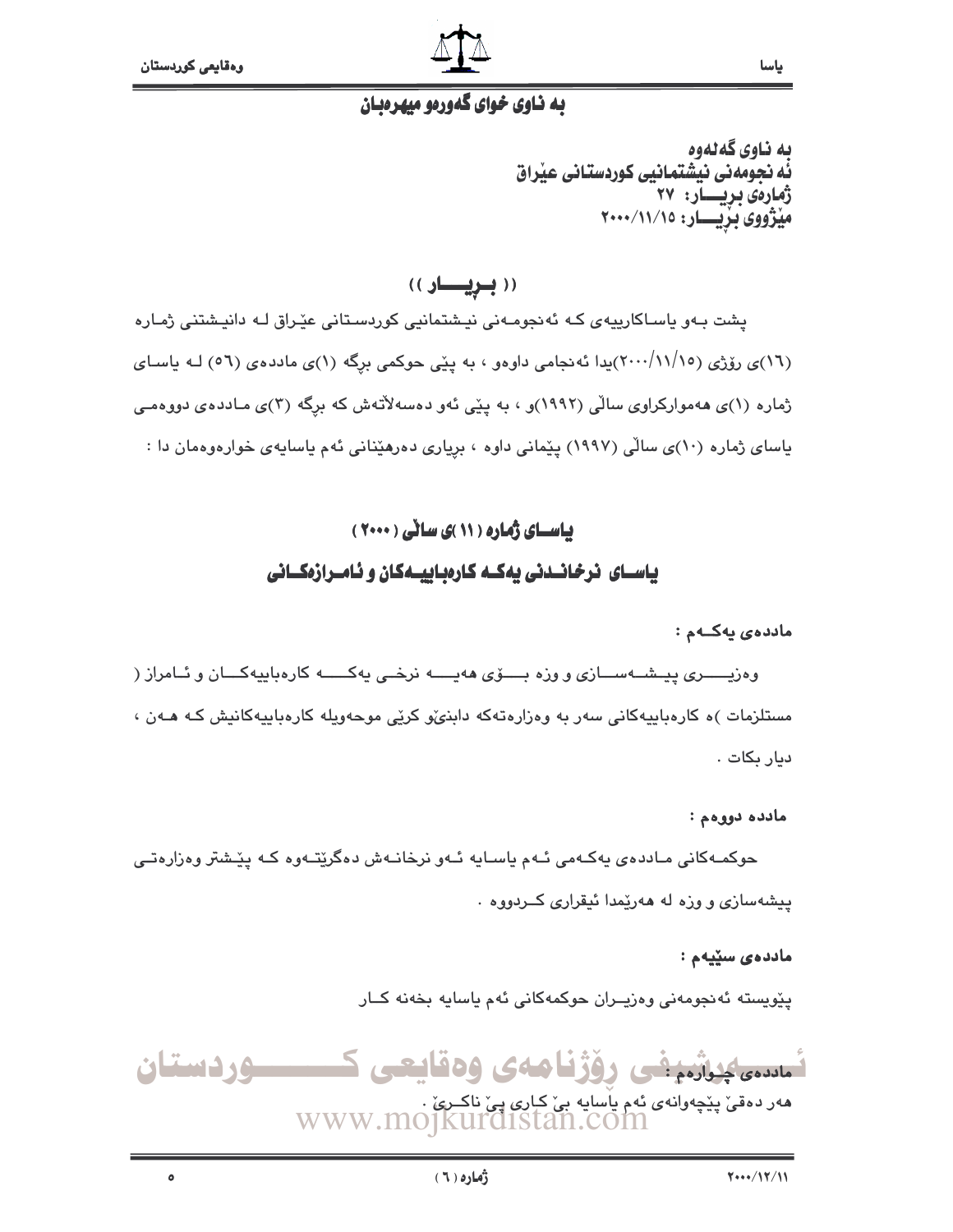## به ناوی خوای گەورەو میهرەبان

**بە ناوی گەلەوە**
**ئەنجومەنی نیشتمانیی کوردستانی عێراق**
**ژمارەی بڕیـــار: ٢٧**
**مێژووی بڕیـــار: ٢٠٠٠/١١/١٥**

### (( بـڕیـــار ))

پشت بـەو یاسـاکارییەی کـە ئەنجومـەنی نیـشتمانیی کوردسـتانی عێراق لـە دانیـشتنی ژمـارە (١٦)ی ڕۆژی (٢٠٠٠/١١/١٥)یدا ئەنجامی داوەو ، بە پێی حوکمی بڕگە (١)ی ماددەی (٥٦) لـە یاسـای ژمارە (١)ی هەموارکراوی ساڵی (١٩٩٢)و ، بە پێی ئەو دەسەڵاتەش کە بڕگە (٣)ی مـاددەی دووەمـی یاسای ژمارە (١٠)ی ساڵی (١٩٩٧) پێمانی داوە ، بڕیاری دەرهێنانی ئەم یاسایەی خوارەوەمان دا :

### یاســای ژمارە (١١)ی ساڵی (٢٠٠٠)

### یاسـای نرخانـدنی یەکـە کارەباییـەکان و ئامـرازەکـانی

**ماددەی یەکـەم :**

وەزیـــــری پیـشـەســازی و وزە بـــۆی هەیـــە نرخـی یەکـــە کارەباییەکـــان و ئـامراز ( مستلزمات )ە کارەباییەکانی سەر بە وەزارەتەکە دابنێو کرێی موحەویلە کارەباییەکانیش کـە هـەن ، دیار بکات .

**ماددە دووەم :**

حوکمـەکانی مـاددەی یەکـەمی ئـەم یاسـایە ئـەو نرخانـەش دەگرێتـەوە کـە پێـشتر وەزارەتـی پیشەسازی و وزە لە هەرێمدا ئیقراری کـردووە .

**ماددەی سێیەم :**

پێویستە ئەنجومەنی وەزیـران حوکمەکانی ئەم یاسایە بخەنە کـار

**ماددەی چـوارەم :**

هەر دەقێ پێچەوانەی ئەم یاسایە بێ کـاری پێ ناکـرێ .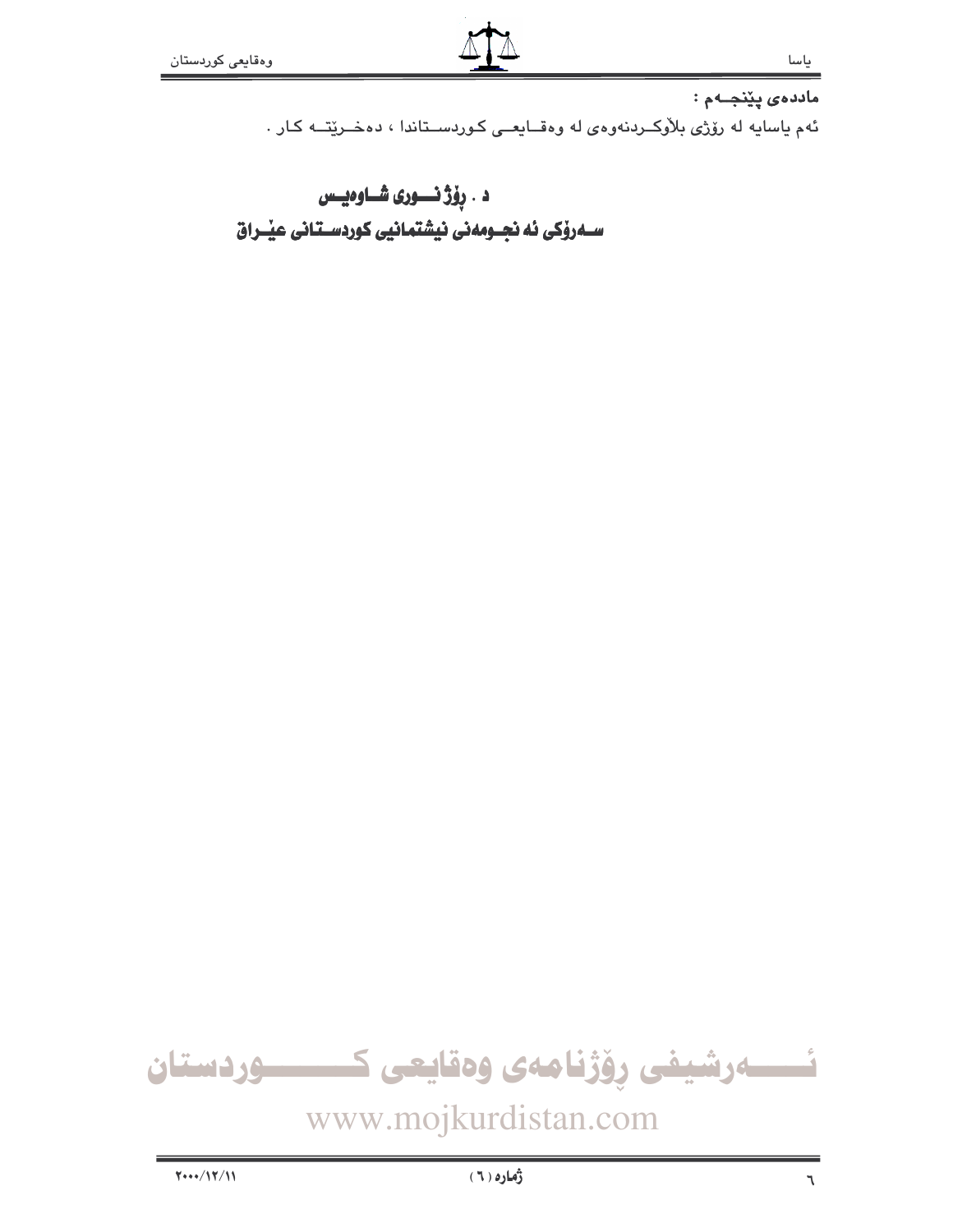**ماددەی پێنجــەم :**

ئەم یاسایە لە رۆژی بلاَوکــردنەوەی لە وەقــایعــی کــوردســتاندا ، دەخــرێتــە کــار .

**د . رۆژ نـــوری شـــاوەیـــس**

**ســەرۆکی ئە نجــومەنی نیشتمانیی کوردســتانی عێــراق**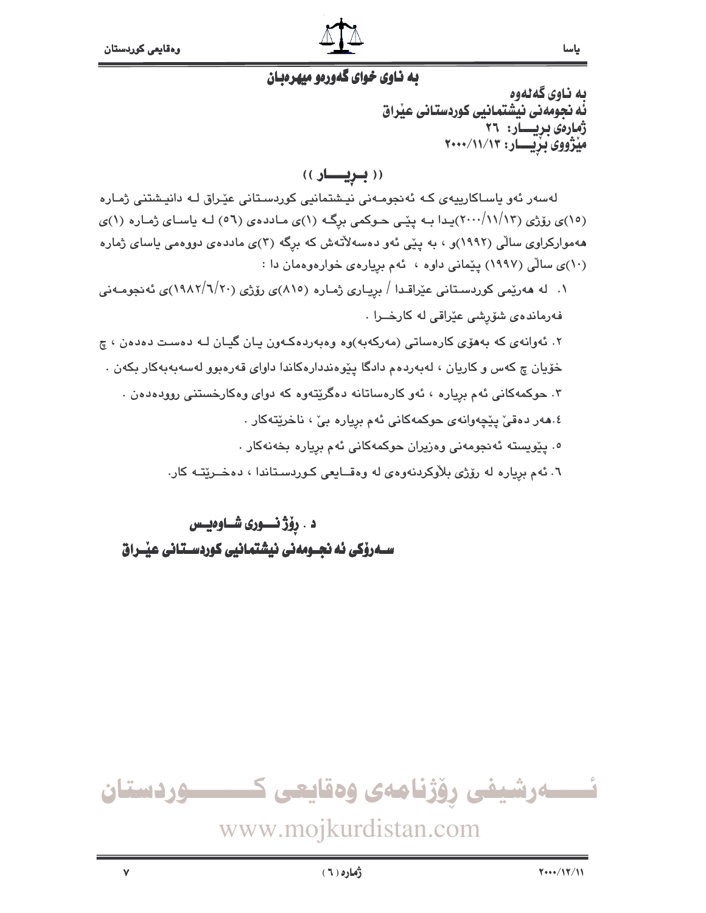**به ناوی خوای گەورەو میهرەبان**

**به ناوی گەلەوە**
**ئه نجومه نی نیشتمانیی کوردستانی عێراق**
**ژمارەی بڕیـــار: ٢٦**
**مێژووی بڕیـــار: ٢٠٠٠/١١/١٣**

## (( بــڕیـــار ))

لەسەر ئەو یاسـاکارییەی کـە ئەنجومـەنی نیـشتمانیی کوردسـتانی عێـراق لـە دانیـشتنی ژمـارە (١٥)ی رۆژی (٢٠٠٠/١١/١٣)یـدا بـە پێـی حـوکمی برگـە (١)ی مـاددەی (٥٦) لـە یاسـای ژمـارە (١)ی هەموارکراوی ساڵی (١٩٩٢)و ، بە پێی ئەو دەسەڵاتەش کە برگە (٣)ی ماددەی دووەمی یاسای ژمارە (١٠)ی ساڵی (١٩٩٧) پێمانی داوە ، ئەم بڕیارەی خوارەوەمان دا :

١. لە هەرێمی کوردسـتانی عێراقـدا / بڕیـاری ژمـارە (٨١٥)ی رۆژی (١٩٨٢/٦/٢٠)ی ئەنجومـەنی فەرماندەی شۆڕشی عێراقی لە کارخـرا .

٢. ئەوانەی کە بەهۆی کارەساتی (مەرکەبە)وە وەبەردەکـەون یـان گیـان لـە دەسـت دەدەن ، چ خۆیان چ کەس و کاریان ، لەبەردەم دادگا پێوەندارەکاندا داوای قەرەبوو لەسەبەبکار بکەن .

٣. حوکمەکانی ئەم بڕیارە ، ئەو کارەساتانە دەگرێتەوە کە دوای وەکارخستنی روودەدەن .

٤.هەر دەقێ پێچەوانەی حوکمەکانی ئەم بڕیارە بێ ، ناخرێتەکار .

٥. پێویستە ئەنجومەنی وەزیران حوکمەکانی ئەم بڕیارە بخەنەکار .

٦. ئەم بڕیارە لە رۆژی بڵاوکردنەوەی لە وەقـایعی کـوردسـتاندا ، دەخـرێتـە کار.

**د . رۆژ نـــوری شـــاوەیـس**
**سـەرۆکی ئه نجـومه نی نیشتمانیی کوردسـتانی عێـراق**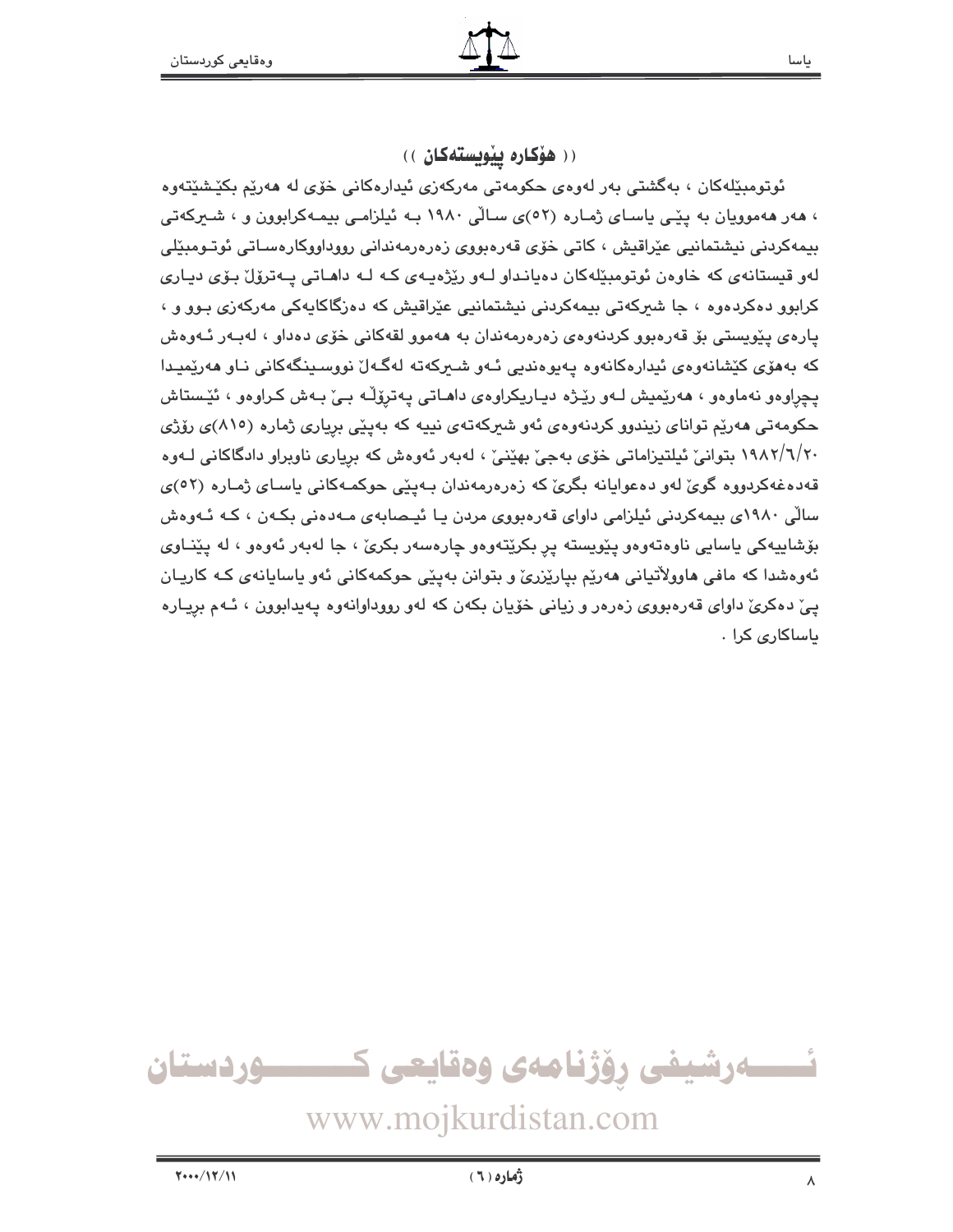## (( هۆكارە پێویستەكان ))

ئوتومبێلەكان ، بەگشتی بەر لەوەی حكومەتی مەركەزی ئیدارەكانی خۆی لە هەرێم بكێشێتەوە ، هەر هەموویان بە پێی یاسای ژمارە (٥٢)ی ساڵی ١٩٨٠ بە ئیلزامی بیمەكرابوون و ، شیركەتی بیمەكردنی نیشتمانیی عێراقیش ، كاتی خۆی قەرەبووی زەرەرمەندانی رووداووكارەساتی ئوتومبێلی لەو قیستانەی كە خاوەن ئوتومبێلەكان دەیانداو لەو رێژەیەی كە لە داهاتی پەترۆڵ بۆی دیاری كرابوو دەكردەوە ، جا شیركەتی بیمەكردنی نیشتمانیی عێراقیش كە دەزگاكایەكی مەركەزی بوو و ، پارەی پێویستی بۆ قەرەبوو كردنەوەی زەرەرمەندان بە هەموو لقەكانی خۆی دەداو ، لەبەر ئەوەش كە بەهۆی كێشانەوەی ئیدارەكانەوە پەیوەندیی ئەو شیركەتە لەگەڵ نووسینگەكانی ناو هەرێمیدا پچڕاوەو نەماوەو ، هەرێمیش لەو رێژە دیاریكراوەی داهاتی پەترۆڵە بێ بەش كراوەو ، ئێستاش حكومەتی هەرێم توانای زیندوو كردنەوەی ئەو شیركەتەی نییە كە بەپێی بڕیاری ژمارە (٨١٥)ی رۆژی ١٩٨٢/٦/٢٠ بتوانێ ئیلتیزاماتی خۆی بەجێ بهێنێ ، لەبەر ئەوەش كە بڕیاری ناوبراو دادگاكانی لەوە قەدەغەكردووە گوێ لەو دەعوایانە بگرێ كە زەرەرمەندان بەپێی حوكمەكانی یاسای ژمارە (٥٢)ی ساڵی ١٩٨٠ی بیمەكردنی ئیلزامی داوای قەرەبووی مردن یا ئیصابەی مەدەنی بكەن ، كە ئەوەش بۆشاییەكی یاسایی ناوەتەوەو پێویستە پڕ بكرێتەوەو چارەسەر بكرێ ، جا لەبەر ئەوەو ، لە پێناوی ئەوەشدا كە مافی هاووڵاتیانی هەرێم بپارێزرێ و بتوانن بەپێی حوكمەكانی ئەو یاسایانەی كە كاریان پێ دەكرێ داوای قەرەبووی زەرەر و زیانی خۆیان بكەن كە لەو رووداوانەوە پەیدابوون ، ئەم بڕیارە یاساكاری كرا .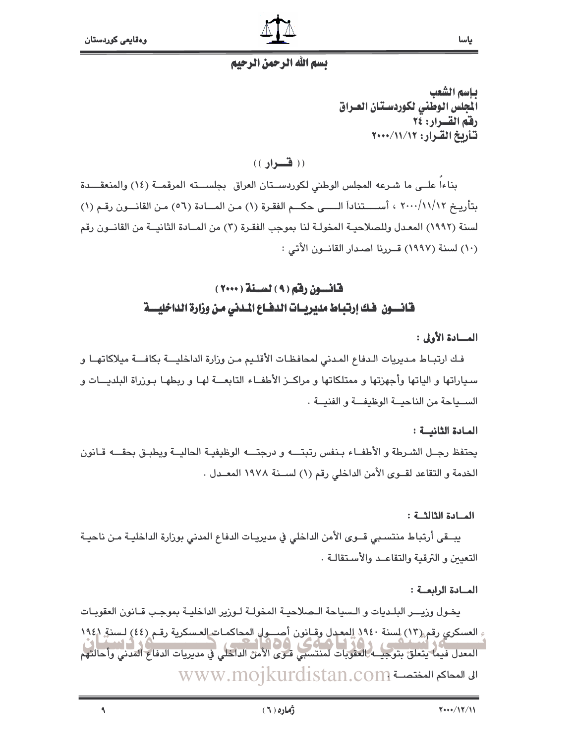بسم الله الرحمن الرحيم

**باسم الشعب**
**المجلس الوطني لكوردستان العراق**
**رقم القرار: ٢٤**
**تأريخ القرار: ٢٠٠٠/١١/١٢**

(( قرار ))

بناءاً على ما شرعه المجلس الوطني لكوردستان العراق بجلسته المرقمة (١٤) والمنعقدة بتأريخ ٢٠٠٠/١١/١٢ ، أستناداً الى حكم الفقرة (١) من المادة (٥٦) من القانون رقم (١) لسنة (١٩٩٢) المعدل وللصلاحية المخولة لنا بموجب الفقرة (٣) من المادة الثانية من القانون رقم (١٠) لسنة (١٩٩٧) قررنا اصدار القانون الأتي :

# قانون رقم (٩) لسنة (٢٠٠٠)

## قانون فك إرتباط مديريات الدفاع المدني من وزارة الداخلية

**المادة الأولى :**

فك ارتباط مديريات الدفاع المدني لمحافظات الأقليم من وزارة الداخلية بكافة ميلاكاتها و سياراتها و الياتها وأجهزتها و ممتلكاتها و مراكز الأطفاء التابعة لها و ربطها بوزراة البلديات و السياحة من الناحية الوظيفة و الفنية .

**المادة الثانية :**

يحتفظ رجل الشرطة و الأطفاء بنفس رتبته و درجته الوظيفية الحالية ويطبق بحقه قانون الخدمة و التقاعد لقوى الأمن الداخلي رقم (١) لسنة ١٩٧٨ المعدل .

**المادة الثالثة :**

يبقى أرتباط منتسبي قوى الأمن الداخلي في مديريات الدفاع المدني بوزارة الداخلية من ناحية التعيين و الترقية والتقاعد والأستقالة .

**المادة الرابعة :**

يخول وزير البلديات و السياحة الصلاحية المخولة لوزير الداخلية بموجب قانون العقوبات العسكري رقم (١٣) لسنة ١٩٤٠ المعدل وقانون أصول المحاكمات العسكرية رقم (٤٤) لسنة ١٩٤١ المعدل فيما يتعلق بتوجيه العقوبات لمنتسبي قوى الأمن الداخلي في مديريات الدفاع المدني وأحالتهم الى المحاكم المختصة .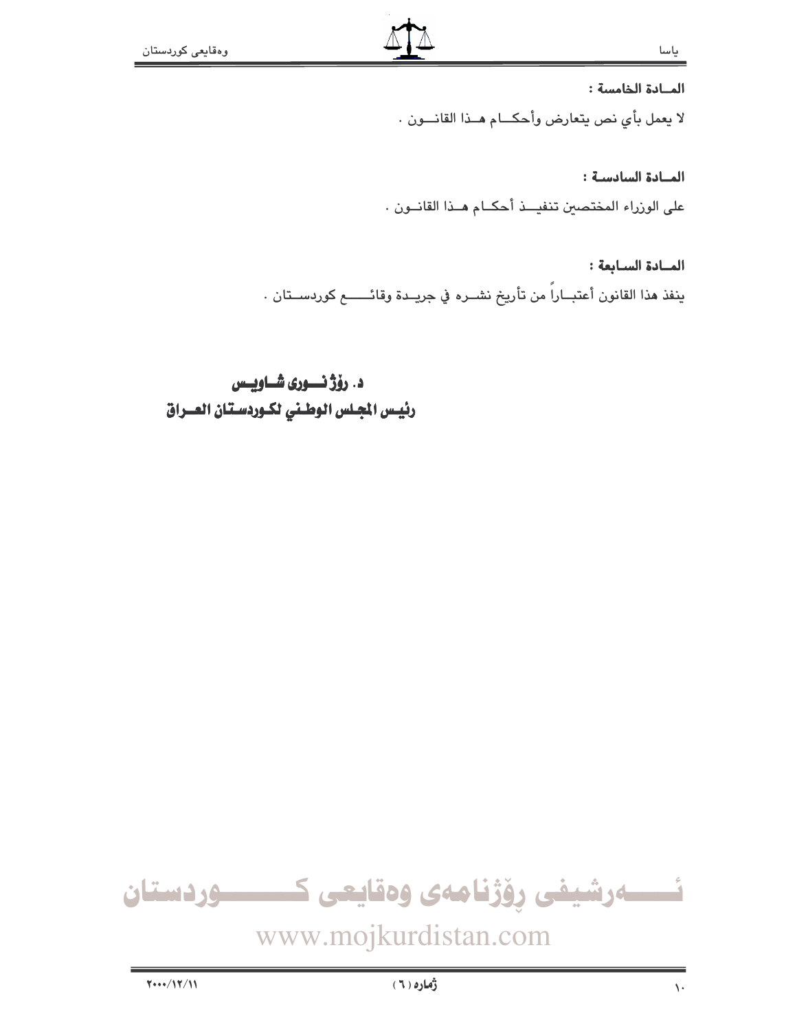**المــادة الخامسة :**

لا يعمل بأي نص يتعارض وأحكــام هــذا القانــون .

**المــادة السادسة :**

على الوزراء المختصين تنفيــذ أحكــام هــذا القانــون .

**المــادة السـابعة :**

ينفذ هذا القانون أعتبــاراً من تأريخ نشــره في جريــدة وقائــــع كوردســتان .

**د. رۆژ نــوری شــاويــس**
**رئيــس المجلس الوطـني لكـوردسـتان العــراق**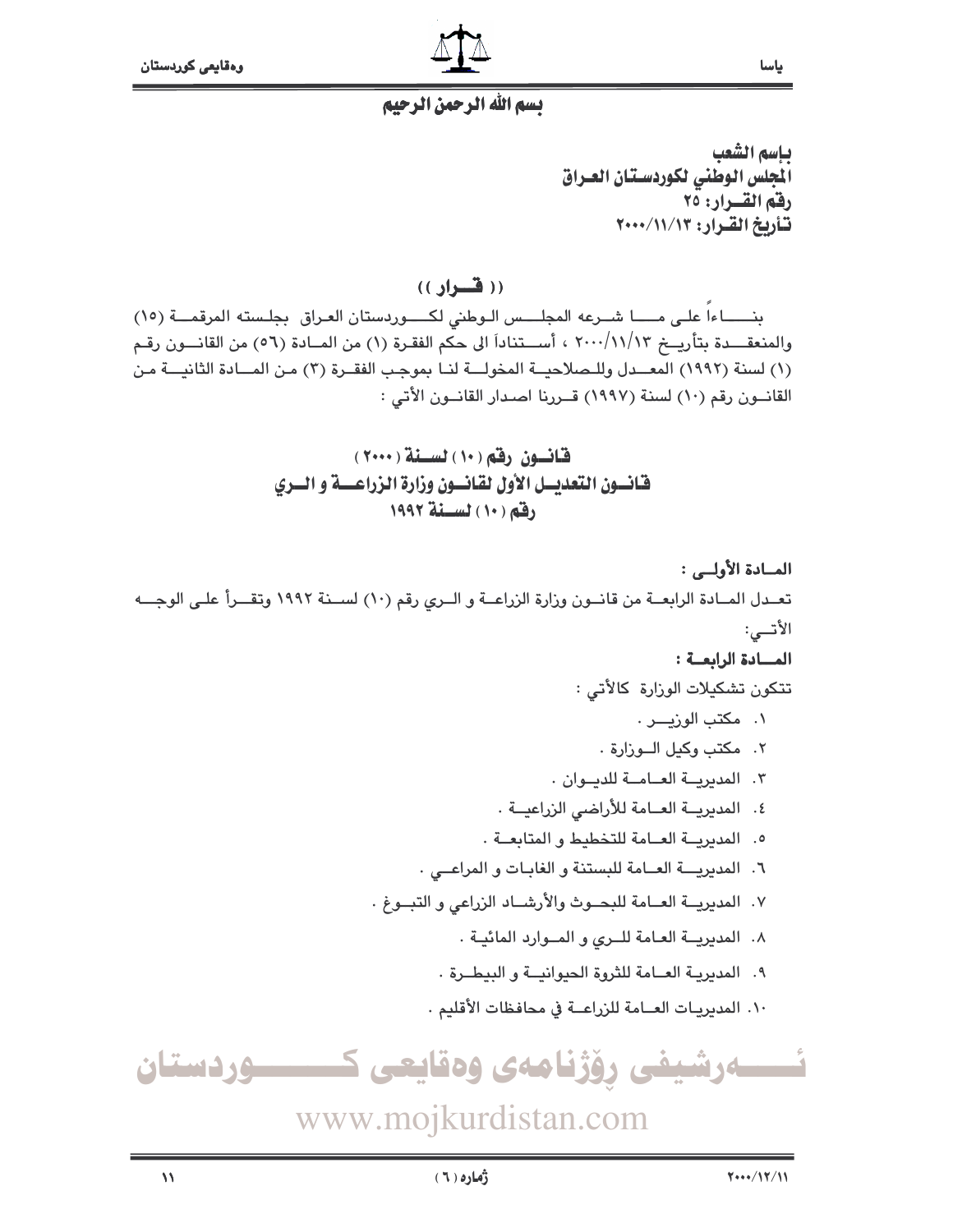بسم الله الرحمن الرحيم

**باسم الشعب**
**المجلس الوطني لكوردستان العراق**
**رقم القرار: ٢٥**
**تأريخ القرار: ٢٠٠٠/١١/١٣**

## (( قرار ))

بناءاً على ما شرعه المجلس الوطني لكوردستان العراق بجلسته المرقمة (١٥) والمنعقدة بتأريخ ٢٠٠٠/١١/١٣ ، أستناداً الى حكم الفقرة (١) من المادة (٥٦) من القانون رقم (١) لسنة (١٩٩٢) المعدل وللصلاحية المخولة لنا بموجب الفقرة (٣) من المادة الثانية من القانون رقم (١٠) لسنة (١٩٩٧) قررنا اصدار القانون الأتي :

## قانون رقم (١٠) لسنة (٢٠٠٠)
## قانون التعديل الأول لقانون وزارة الزراعة و الري رقم (١٠) لسنة ١٩٩٢

**المادة الأولى :**

تعدل المادة الرابعة من قانون وزارة الزراعة و الري رقم (١٠) لسنة ١٩٩٢ وتقرأ على الوجه الأتي:

**المادة الرابعة :**

تتكون تشكيلات الوزارة كالأتي :

١. مكتب الوزير .
٢. مكتب وكيل الوزارة .
٣. المديرية العامة للديوان .
٤. المديرية العامة للأراضي الزراعية .
٥. المديرية العامة للتخطيط و المتابعة .
٦. المديرية العامة للبستنة و الغابات و المراعي .
٧. المديرية العامة للبحوث والأرشاد الزراعي و التبوغ .
٨. المديرية العامة للري و الموارد المائية .
٩. المديرية العامة للثروة الحيوانية و البيطرة .
١٠. المديريات العامة للزراعة في محافظات الأقليم .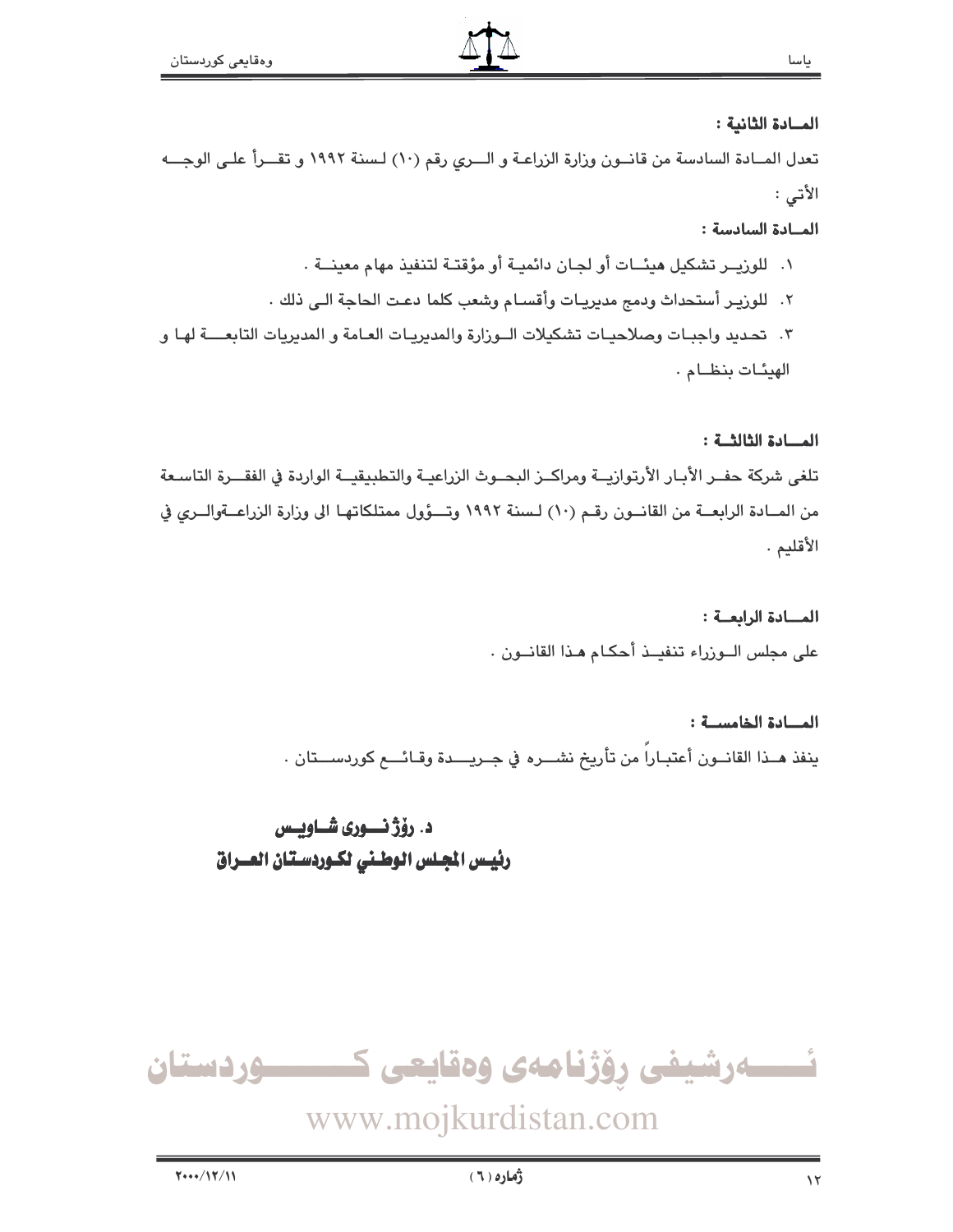**المـادة الثانية :**

تعدل المـادة السادسة من قانـون وزارة الزراعـة و الـري رقم (١٠) لـسنة ١٩٩٢ و تقـرأ علـى الوجـه الأتي :

**المـادة السادسة :**

١. للوزيـر تشكيل هيئـات أو لجـان دائميـة أو مؤقتـة لتنفيذ مهام معينـة .
٢. للوزيـر أستحداث ودمج مديريـات وأقسـام وشعب كلما دعـت الحاجة الـى ذلك .
٣. تحـديد واجبـات وصلاحيـات تشكيلات الـوزارة والمديريـات العـامة و المديريات التابعـة لهـا و الهيئـات بنظـام .

**المـادة الثالثـة :**

تلغى شركة حفـر الأبـار الأرتوازيـة ومراكـز البحـوث الزراعيـة والتطبيقيـة الواردة في الفقـرة التاسـعة من المـادة الرابعـة من القانـون رقـم (١٠) لـسنة ١٩٩٢ وتـؤول ممتلكاتهـا الى وزارة الزراعـةوالـري في الأقليم .

**المـادة الرابعـة :**

على مجلس الـوزراء تنفيـذ أحكـام هـذا القانـون .

**المـادة الخامسـة :**

ينفذ هـذا القانـون أعتبـاراً من تأريخ نشـره في جـريـدة وقـائـع كوردسـتان .

**د. رۆژ نـوری شـاويـس**
**رئيس المجلس الوطني لكوردستان العـراق**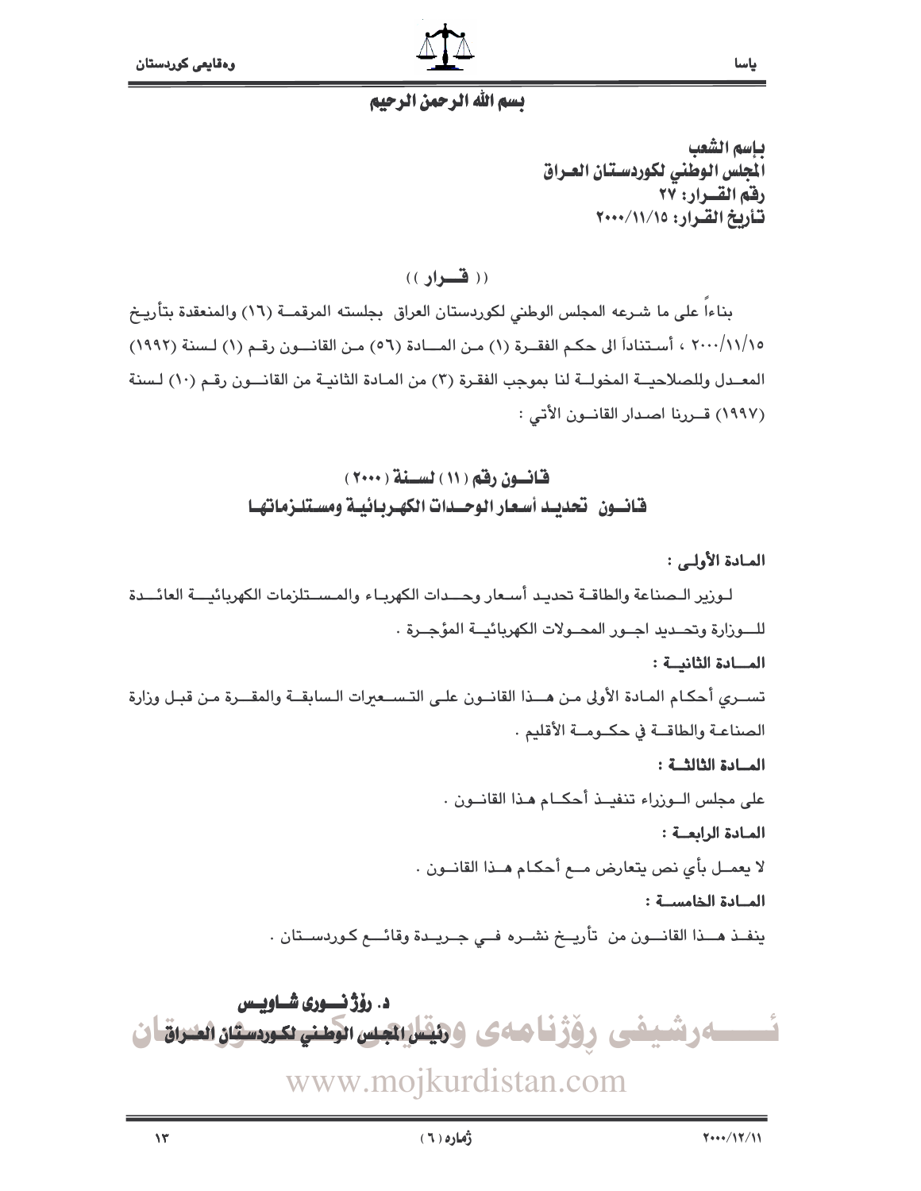بسم الله الرحمن الرحيم

**باسم الشعب**
**المجلس الوطني لكوردستان العراق**
**رقم القـرار: ٢٧**
**تأريخ القرار: ٢٠٠٠/١١/١٥**

**(( قــرار ))**

بناءاً على ما شـرعه المجلس الوطني لكوردستان العراق بجلسته المرقمـة (١٦) والمنعقدة بتأريخ ٢٠٠٠/١١/١٥ ، أستناداً الى حكـم الفقـرة (١) مـن المـادة (٥٦) مـن القانـون رقـم (١) لـسنة (١٩٩٢) المعـدل وللصلاحيـة المخولـة لنا بموجب الفقرة (٣) من المادة الثانيـة من القانـون رقـم (١٠) لـسنة (١٩٩٧) قـررنا اصدار القانـون الأتي :

## قانـون رقم (١١) لسـنة (٢٠٠٠)
## قانـون تحديـد أسعار الوحـدات الكهـربائيـة ومستلـزماتهـا

**المـادة الأولـى :**

لـوزير الـصناعة والطاقـة تحديـد أسـعار وحـدات الكهربـاء والمـستلزمات الكهربائيـة العائـدة للـوزارة وتحـديد اجـور المحـولات الكهربائيـة المؤجـرة .

**المـادة الثانيـة :**

تسـري أحكـام المـادة الأولى مـن هـذا القانـون علـى التسـعيرات الـسابقـة والمقـررة مـن قبـل وزارة الصناعـة والطاقـة في حكـومـة الأقليم .

**المـادة الثالثـة :**

على مجلس الـوزراء تنفيـذ أحكـام هـذا القانـون .

**المـادة الرابعـة :**

لا يعمـل بأي نص يتعارض مـع أحكـام هـذا القانـون .

**المـادة الخامسـة :**

ينفـذ هـذا القانـون من تأريـخ نشـره فـي جـريـدة وقائـع كـوردسـتـان .

**د. رۆژ نـوری شـاویس**
**رئيس المجلس الوطـني لكـوردستان العـراق**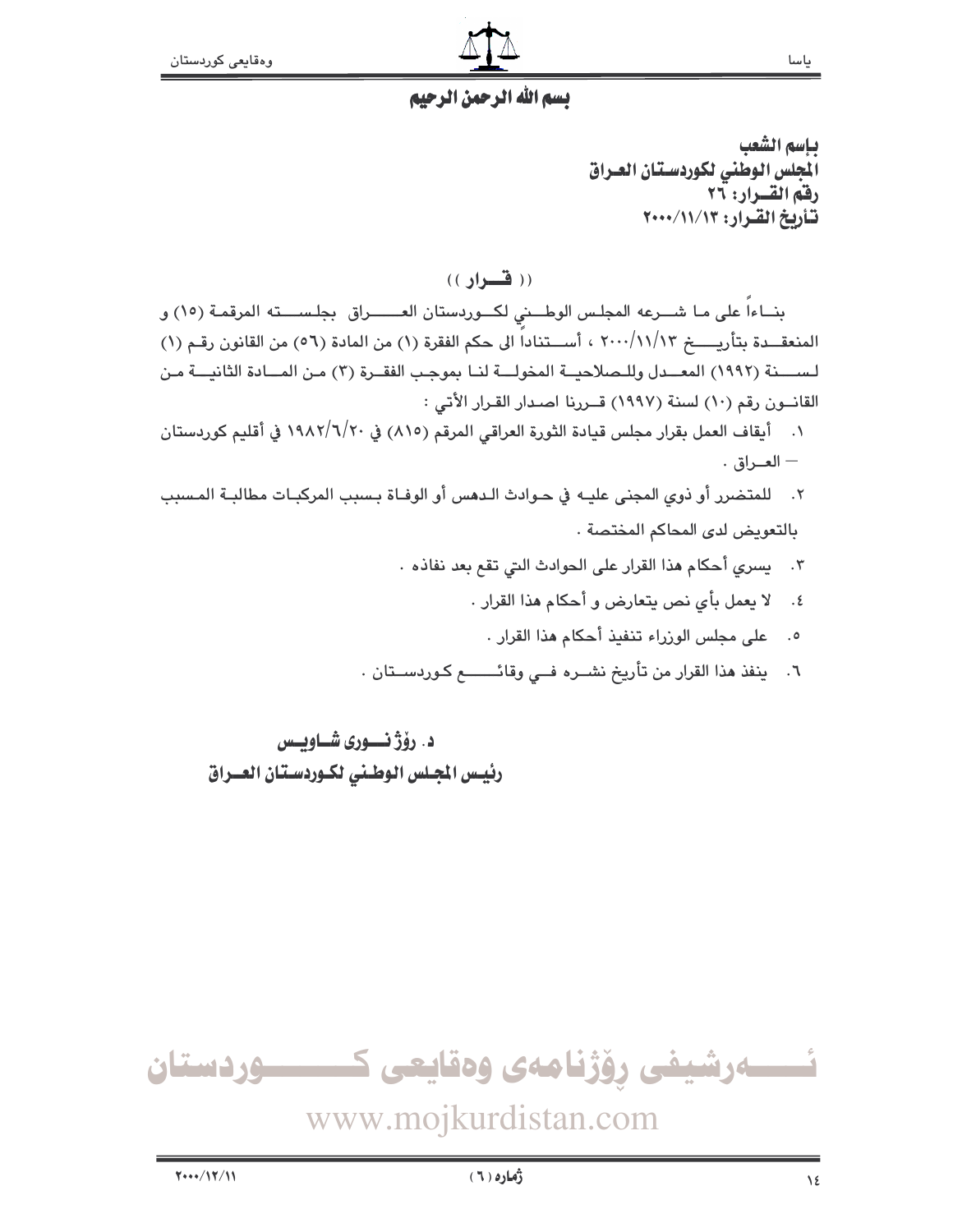بسم الله الرحمن الرحيم

**باسم الشعب**
**المجلس الوطني لكوردستان العراق**
**رقم القرار: ٢٦**
**تأريخ القرار: ٢٠٠٠/١١/١٣**

(( **قرار** ))

بناءاً على ما شرعه المجلس الوطني لكوردستان العراق بجلسته المرقمة (١٥) و المنعقدة بتأريخ ٢٠٠٠/١١/١٣ ، أستناداً الى حكم الفقرة (١) من المادة (٥٦) من القانون رقم (١) لسنة (١٩٩٢) المعدل وللصلاحية المخولة لنا بموجب الفقرة (٣) من المادة الثانية من القانون رقم (١٠) لسنة (١٩٩٧) قررنا اصدار القرار الأتي :

١. أيقاف العمل بقرار مجلس قيادة الثورة العراقي المرقم (٨١٥) في ١٩٨٢/٦/٢٠ في أقليم كوردستان – العراق .
٢. للمتضرر أو ذوي المجنى عليه في حوادث الدهس أو الوفاة بسبب المركبات مطالبة المسبب بالتعويض لدى المحاكم المختصة .
٣. يسري أحكام هذا القرار على الحوادث التي تقع بعد نفاذه .
٤. لا يعمل بأي نص يتعارض و أحكام هذا القرار .
٥. على مجلس الوزراء تنفيذ أحكام هذا القرار .
٦. ينفذ هذا القرار من تأريخ نشره في وقائع كوردستان .

**د. رۆژ نوری شاويس**
**رئيس المجلس الوطني لكوردستان العراق**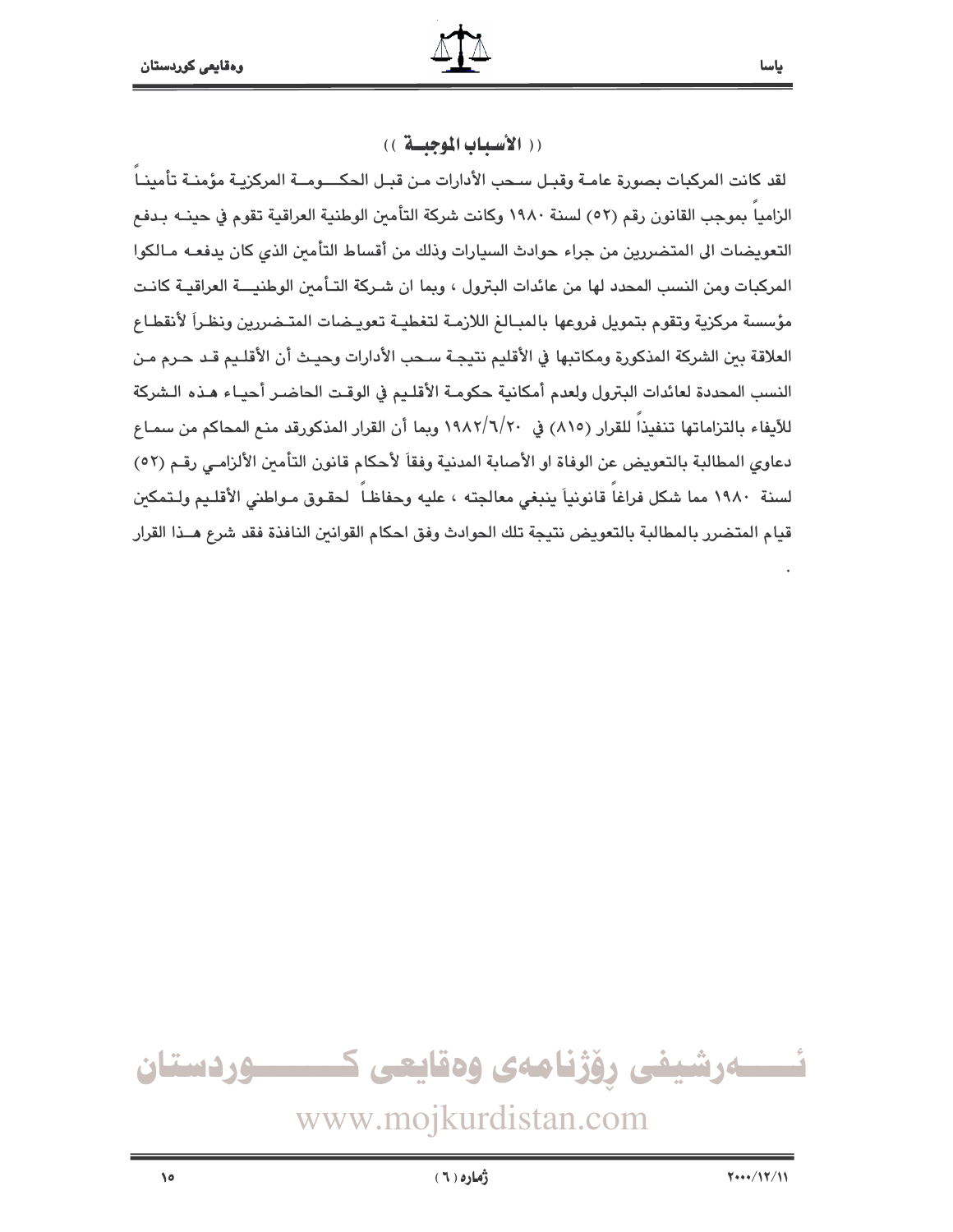## (( الأسباب الموجبة ))

لقد كانت المركبات بصورة عامة وقبل سحب الأدارات من قبل الحكومة المركزية مؤمنة تأميناً الزامياً بموجب القانون رقم (٥٢) لسنة ١٩٨٠ وكانت شركة التأمين الوطنية العراقية تقوم في حينه بدفع التعويضات الى المتضررين من جراء حوادث السيارات وذلك من أقساط التأمين الذي كان يدفعه مالكوا المركبات ومن النسب المحدد لها من عائدات البترول ، وبما ان شركة التأمين الوطنية العراقية كانت مؤسسة مركزية وتقوم بتمويل فروعها بالمبالغ اللازمة لتغطية تعويضات المتضررين ونظراً لأنقطاع العلاقة بين الشركة المذكورة ومكاتبها في الأقليم نتيجة سحب الأدارات وحيث أن الأقليم قد حرم من النسب المحددة لعائدات البترول ولعدم أمكانية حكومة الأقليم في الوقت الحاضر أحياء هذه الشركة للأيفاء بالتزاماتها تنفيذاً للقرار (٨١٥) في ١٩٨٢/٦/٢٠ وبما أن القرار المذكورقد منع المحاكم من سماع دعاوي المطالبة بالتعويض عن الوفاة او الأصابة المدنية وفقاً لأحكام قانون التأمين الألزامي رقم (٥٢) لسنة ١٩٨٠ مما شكل فراغاً قانونياً ينبغي معالجته ، عليه وحفاظاً لحقوق مواطني الأقليم ولتمكين قيام المتضرر بالمطالبة بالتعويض نتيجة تلك الحوادث وفق احكام القوانين النافذة فقد شرع هذا القرار .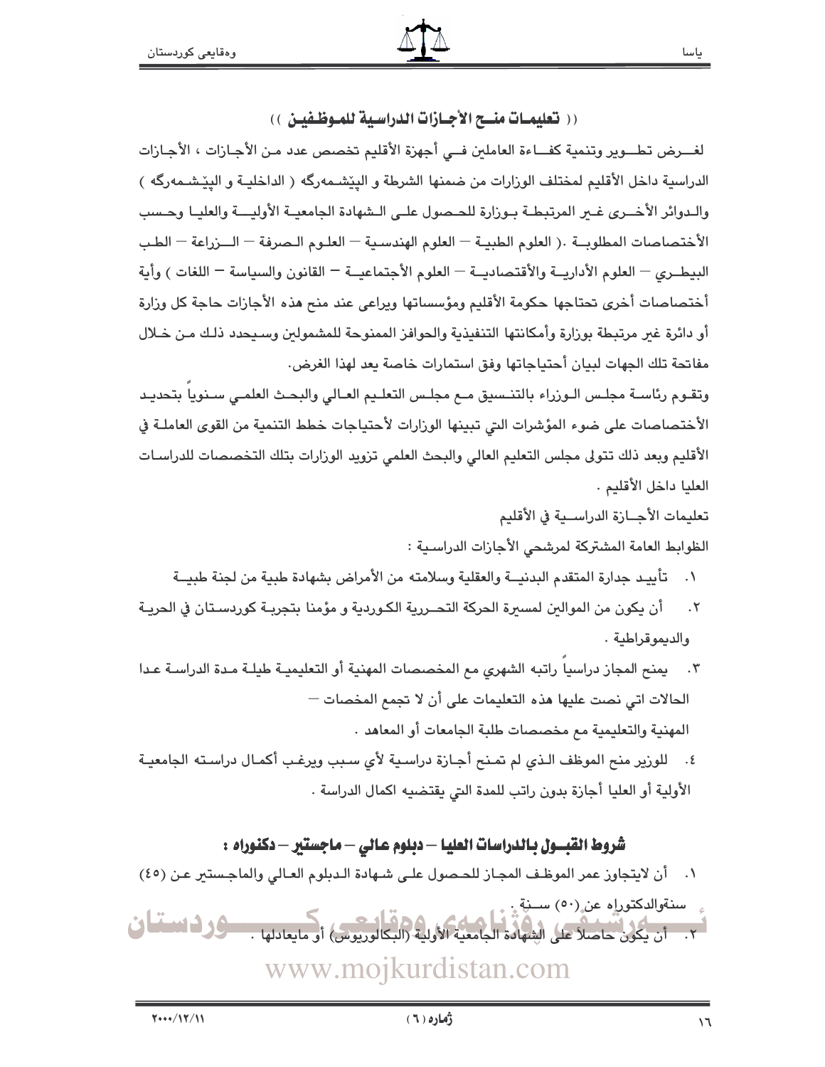## (( تعليمات منح الأجازات الدراسية للموظفين ))

لغرض تطوير وتنمية كفاءة العاملين في أجهزة الأقليم تخصص عدد من الأجازات ، الأجازات الدراسية داخل الأقليم لمختلف الوزارات من ضمنها الشرطة و البيّشمەرگه ( الداخلية و البيّشمەرگه ) والدوائر الأخرى غير المرتبطة بوزارة للحصول على الشهادة الجامعية الأولية والعليا وحسب الأختصاصات المطلوبة .( العلوم الطبية – العلوم الهندسية – العلوم الصرفة – الزراعة – الطب البيطري – العلوم الأدارية والأقتصادية – العلوم الأجتماعية – القانون والسياسة – اللغات ) وأية أختصاصات أخرى تحتاجها حكومة الأقليم ومؤسساتها ويراعى عند منح هذه الأجازات حاجة كل وزارة أو دائرة غير مرتبطة بوزارة وأمكانتها التنفيذية والحوافز الممنوحة للمشمولين وسيحدد ذلك من خلال مفاتحة تلك الجهات لبيان أحتياجاتها وفق استمارات خاصة يعد لهذا الغرض.

وتقوم رئاسة مجلس الوزراء بالتنسيق مع مجلس التعليم العالي والبحث العلمي سنوياً بتحديد الأختصاصات على ضوء المؤشرات التي تبينها الوزارات لأحتياجات خطط التنمية من القوى العاملة في الأقليم وبعد ذلك تتولى مجلس التعليم العالي والبحث العلمي تزويد الوزارات بتلك التخصصات للدراسات العليا داخل الأقليم .

تعليمات الأجازة الدراسية في الأقليم

الظوابط العامة المشتركة لمرشحي الأجازات الدراسية :

١. تأييد جدارة المتقدم البدنية والعقلية وسلامته من الأمراض بشهادة طبية من لجنة طبية

٢. أن يكون من الموالين لمسيرة الحركة التحررية الكوردية و مؤمنا بتجربة كوردستان في الحرية والديموقراطية .

٣. يمنح المجاز دراسياً راتبه الشهري مع المخصصات المهنية أو التعليمية طيلة مدة الدراسة عدا الحالات اتي نصت عليها هذه التعليمات على أن لا تجمع المخصات – المهنية والتعليمية مع مخصصات طلبة الجامعات أو المعاهد .

٤. للوزير منح الموظف الذي لم تمنح أجازة دراسية لأي سبب ويرغب أكمال دراسته الجامعية الأولية أو العليا أجازة بدون راتب للمدة التي يقتضيه اكمال الدراسة .

### شروط القبول بالدراسات العليا – دبلوم عالي – ماجستير – دكتوراه :

١. أن لايتجاوز عمر الموظف المجاز للحصول على شهادة الدبلوم العالي والماجستير عن (٤٥) سنةوالدكتوراه عن (٥٠) سنة .

٢. أن يكون حاصلاً على الشهادة الجامعية الأولية (البكالوريوس) أو مايعادلها .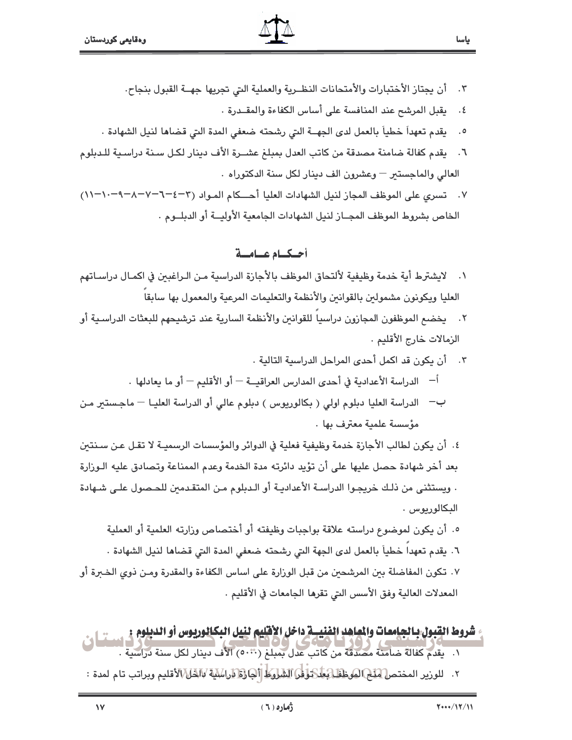٣. أن يجتاز الأختبارات والأمتحانات النظـرية والعملية التي تجريها جهــة القبول بنجاح.

٤. يقبل المرشح عند المنافسة على أساس الكفاءة والمقـدرة .

٥. يقدم تعهداً خطياً بالعمل لدى الجهــة التي رشحته ضعفي المدة التي قضاها لنيل الشهادة .

٦. يقدم كفالة ضامنة مصدقة من كاتب العدل بمبلغ عشــرة الأف دينار لكـل سـنة دراسـية للـدبلوم العالي والماجستير — وعشرون الف دينار لكل سنة الدكتوراه .

٧. تسري على الموظف المجاز لنيل الشهادات العليا أحــكام المـواد (٣-٤-٦-٧-٨-٩-١٠-١١) الخاص بشروط الموظف المجــاز لنيل الشهادات الجامعية الأوليــة أو الدبلــوم .

## أحـكـام عـامـة

١. لايشترط أية خدمة وظيفية لألتحاق الموظف بالأجازة الدراسية مـن الـراغبين في اكمـال دراسـاتهم العليا ويكونون مشمولين بالقوانين والأنظمة والتعليمات المرعية والمعمول بها سابقاً

٢. يخضع الموظفون المجازون دراسياً للقوانين والأنظمة السارية عند ترشيحهم للبعثات الدراسـية أو الزمالات خارج الأقليم .

٣. أن يكون قد اكمل أحدى المراحل الدراسية التالية .

أ- الدراسة الأعدادية في أحدى المدارس العراقيــة — أو الأقليم — أو ما يعادلها .

ب- الدراسة العليا دبلوم اولي ( بكالوريوس ) دبلوم عالي أو الدراسة العليـا — ماجـستير مـن مؤسسة علمية معترف بها .

٤. أن يكون لطالب الأجازة خدمة وظيفية فعلية في الدوائر والمؤسسات الرسميـة لا تقـل عـن سـنتين بعد أخر شهادة حصل عليها على أن تؤيد دائرته مدة الخدمة وعدم الممناعة وتصادق عليه الـوزارة . ويستثنى من ذلـك خريجـوا الدراسـة الأعداديـة أو الـدبلوم مـن المتقـدمين للحـصول علـى شـهادة البكالوريوس .

٥. أن يكون لموضوع دراسته علاقة بواجبات وظيفته أو أختصاص وزارته العلمية أو العملية

٦. يقدم تعهداً خطياً بالعمل لدى الجهة التي رشحته ضعفي المدة التي قضاها لنيل الشهادة .

٧. تكون المفاضلة بين المرشحين من قبل الوزارة على اساس الكفاءة والمقدرة ومـن ذوي الخـبرة أو المعدلات العالية وفق الأسس التي تقرها الجامعات في الأقليم .

**شروط القبول بالجامعات والمعاهد الفنيـة داخل الأقليم لنيل البكالوريوس أو الدبلوم :**

١. يقدم كفالة ضامنة مصدقة من كاتب عدل بمبلغ (٥٠٠٠) الأف دينار لكل سنة دراسية .

٢. للوزير المختص منح الموظف بعد توفر الشروط أجازة دراسية داخل الأقليم وبراتب تام لمدة :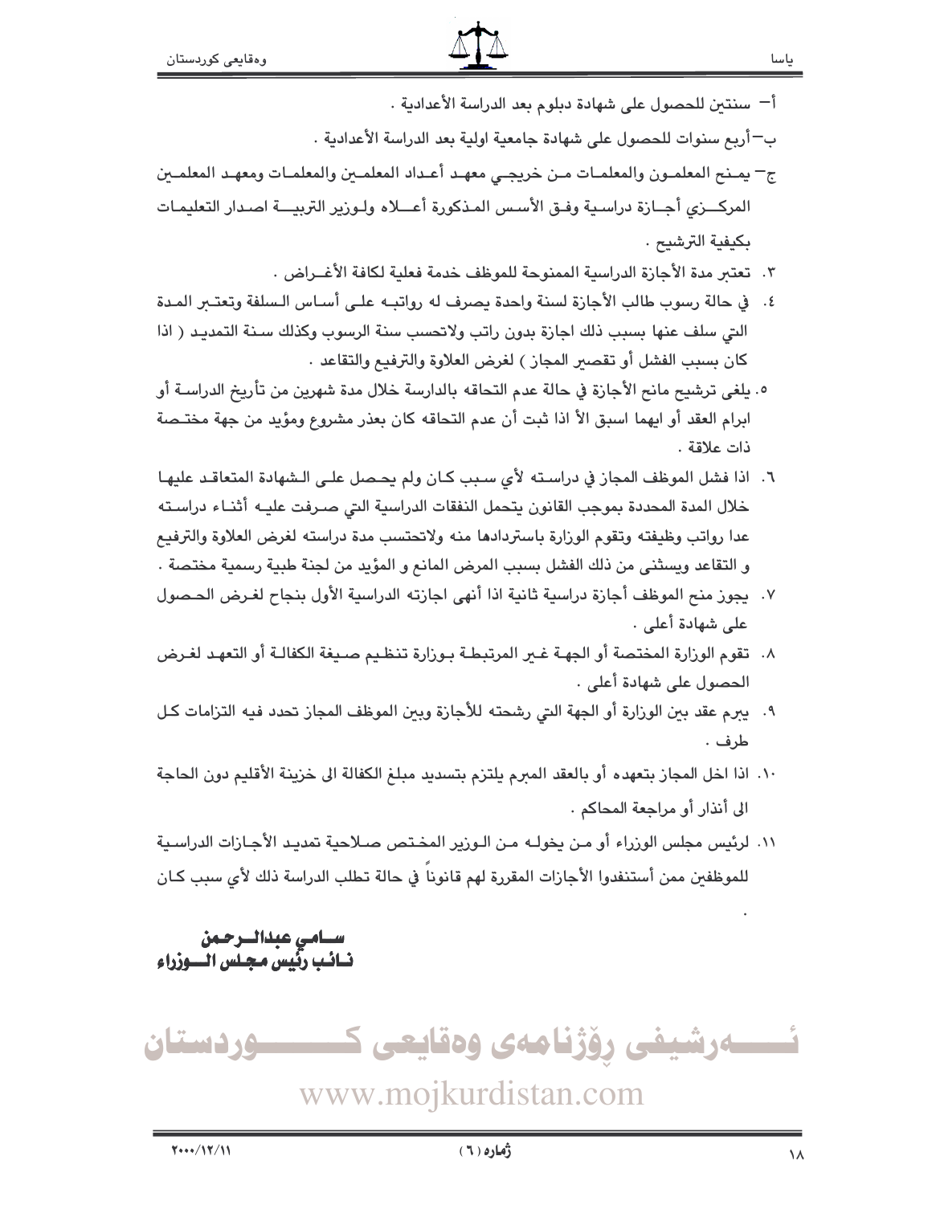أ- سنتين للحصول على شهادة دبلوم بعد الدراسة الأعدادية .

ب-أربع سنوات للحصول على شهادة جامعية اولية بعد الدراسة الأعدادية .

ج- يمنح المعلمون والمعلمات من خريجي معهد أعداد المعلمين والمعلمات ومعهد المعلمين المركزي أجازة دراسية وفق الأسس المذكورة أعلاه ولوزير التربية اصدار التعليمات بكيفية الترشيح .

٣. تعتبر مدة الأجازة الدراسية الممنوحة للموظف خدمة فعلية لكافة الأغراض .

٤. في حالة رسوب طالب الأجازة لسنة واحدة يصرف له رواتبه على أساس السلفة وتعتبر المدة التي سلف عنها بسبب ذلك اجازة بدون راتب ولاتحسب سنة الرسوب وكذلك سنة التمديد ( اذا كان بسبب الفشل أو تقصير المجاز ) لغرض العلاوة والترفيع والتقاعد .

٥. يلغى ترشيح مانح الأجازة في حالة عدم التحاقه بالدارسة خلال مدة شهرين من تأريخ الدراسة أو ابرام العقد أو ايهما اسبق الأ اذا ثبت أن عدم التحاقه كان بعذر مشروع ومؤيد من جهة مختصة ذات علاقة .

٦. اذا فشل الموظف المجاز في دراسته لأي سبب كان ولم يحصل على الشهادة المتعاقد عليها خلال المدة المحددة بموجب القانون يتحمل النفقات الدراسية التي صرفت عليه أثناء دراسته عدا رواتب وظيفته وتقوم الوزارة باستردادها منه ولاتحتسب مدة دراسته لغرض العلاوة والترفيع و التقاعد ويستثنى من ذلك الفشل بسبب المرض المانع و المؤيد من لجنة طبية رسمية مختصة .

٧. يجوز منح الموظف أجازة دراسية ثانية اذا أنهى اجازته الدراسية الأول بنجاح لغرض الحصول على شهادة أعلى .

٨. تقوم الوزارة المختصة أو الجهة غير المرتبطة بوزارة تنظيم صيغة الكفالة أو التعهد لغرض الحصول على شهادة أعلى .

٩. يبرم عقد بين الوزارة أو الجهة التي رشحته للأجازة وبين الموظف المجاز تحدد فيه التزامات كل طرف .

١٠. اذا اخل المجاز بتعهده أو بالعقد المبرم يلتزم بتسديد مبلغ الكفالة الى خزينة الأقليم دون الحاجة الى أنذار أو مراجعة المحاكم .

١١. لرئيس مجلس الوزراء أو من يخوله من الوزير المختص صلاحية تمديد الأجازات الدراسية للموظفين ممن أستنفدوا الأجازات المقررة لهم قانوناً في حالة تطلب الدراسة ذلك لأي سبب كان .

**سامي عبدالرحمن**
**نائب رئيس مجلس الوزراء**